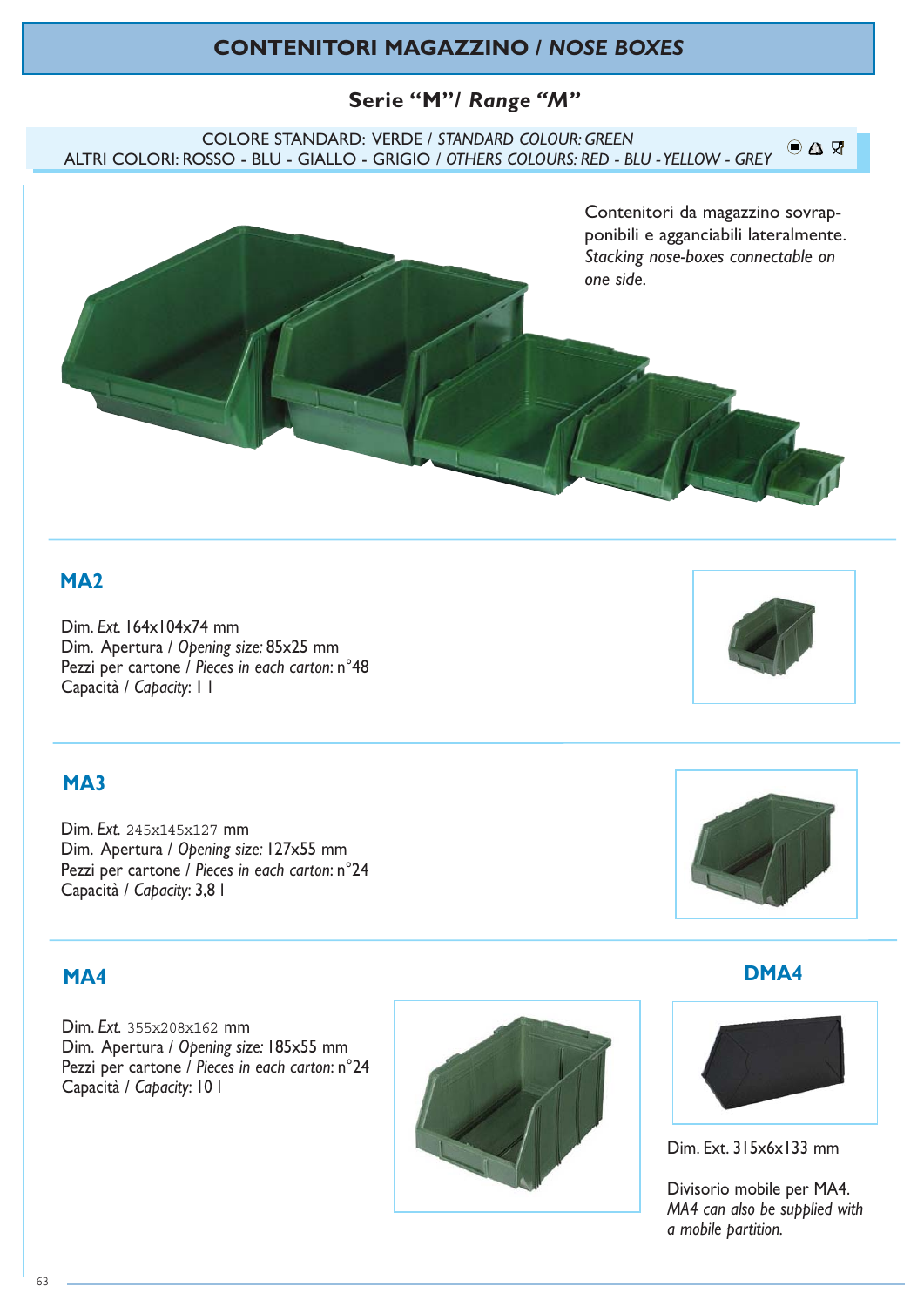# CONTENITORI MAGAZZINO / *NOSE BOXES*

## Serie "M"/ *Range "M"*

COLORE STANDARD: VERDE / *STANDARD COLOUR: GREEN*
ALTRI COLORI: ROSSO - BLU - GIALLO - GRIGIO / *OTHERS COLOURS: RED - BLU - YELLOW - GREY*

Contenitori da magazzino sovrapponibili e agganciabili lateralmente.
*Stacking nose-boxes connectable on one side.*

### MA2

Dim. *Ext.* 164x104x74 mm
Dim. Apertura / *Opening size:* 85x25 mm
Pezzi per cartone / *Pieces in each carton*: n°48
Capacità / *Capacity*: 1 l

### MA3

Dim. *Ext.* 245x145x127 mm
Dim. Apertura / *Opening size:* 127x55 mm
Pezzi per cartone / *Pieces in each carton*: n°24
Capacità / *Capacity*: 3,8 l

### MA4

Dim. *Ext.* 355x208x162 mm
Dim. Apertura / *Opening size:* 185x55 mm
Pezzi per cartone / *Pieces in each carton*: n°24
Capacità / *Capacity*: 10 l

### DMA4

Dim. Ext. 315x6x133 mm

Divisorio mobile per MA4.
*MA4 can also be supplied with a mobile partition.*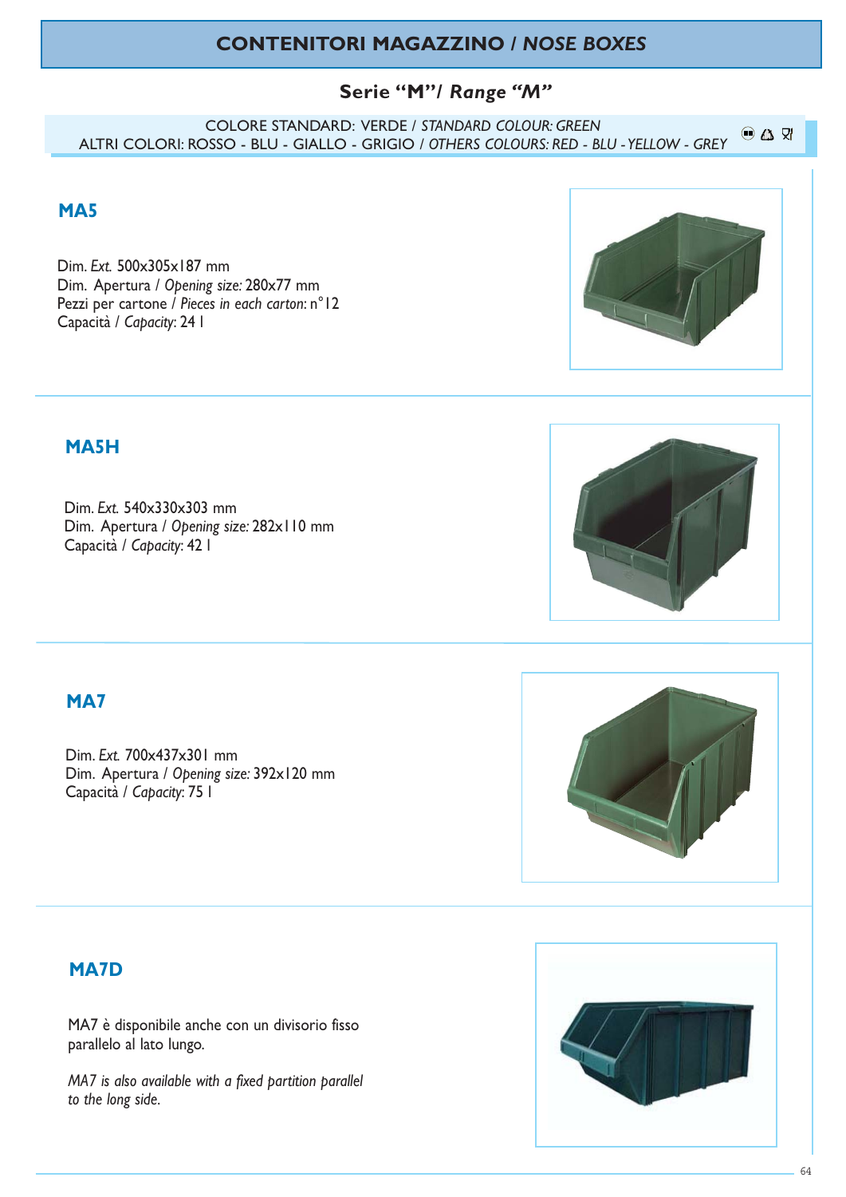# CONTENITORI MAGAZZINO / *NOSE BOXES*

## Serie "M"/ *Range "M"*

COLORE STANDARD: VERDE / *STANDARD COLOUR: GREEN*
ALTRI COLORI: ROSSO - BLU - GIALLO - GRIGIO / *OTHERS COLOURS: RED - BLU - YELLOW - GREY*

### MA5

Dim. *Ext.* 500x305x187 mm
Dim. Apertura / *Opening size:* 280x77 mm
Pezzi per cartone / *Pieces in each carton:* n°12
Capacità / *Capacity*: 24 l

### MA5H

Dim. *Ext.* 540x330x303 mm
Dim. Apertura / *Opening size:* 282x110 mm
Capacità / *Capacity*: 42 l

### MA7

Dim. *Ext.* 700x437x301 mm
Dim. Apertura / *Opening size:* 392x120 mm
Capacità / *Capacity*: 75 l

### MA7D

MA7 è disponibile anche con un divisorio fisso parallelo al lato lungo.

*MA7 is also available with a fixed partition parallel to the long side.*